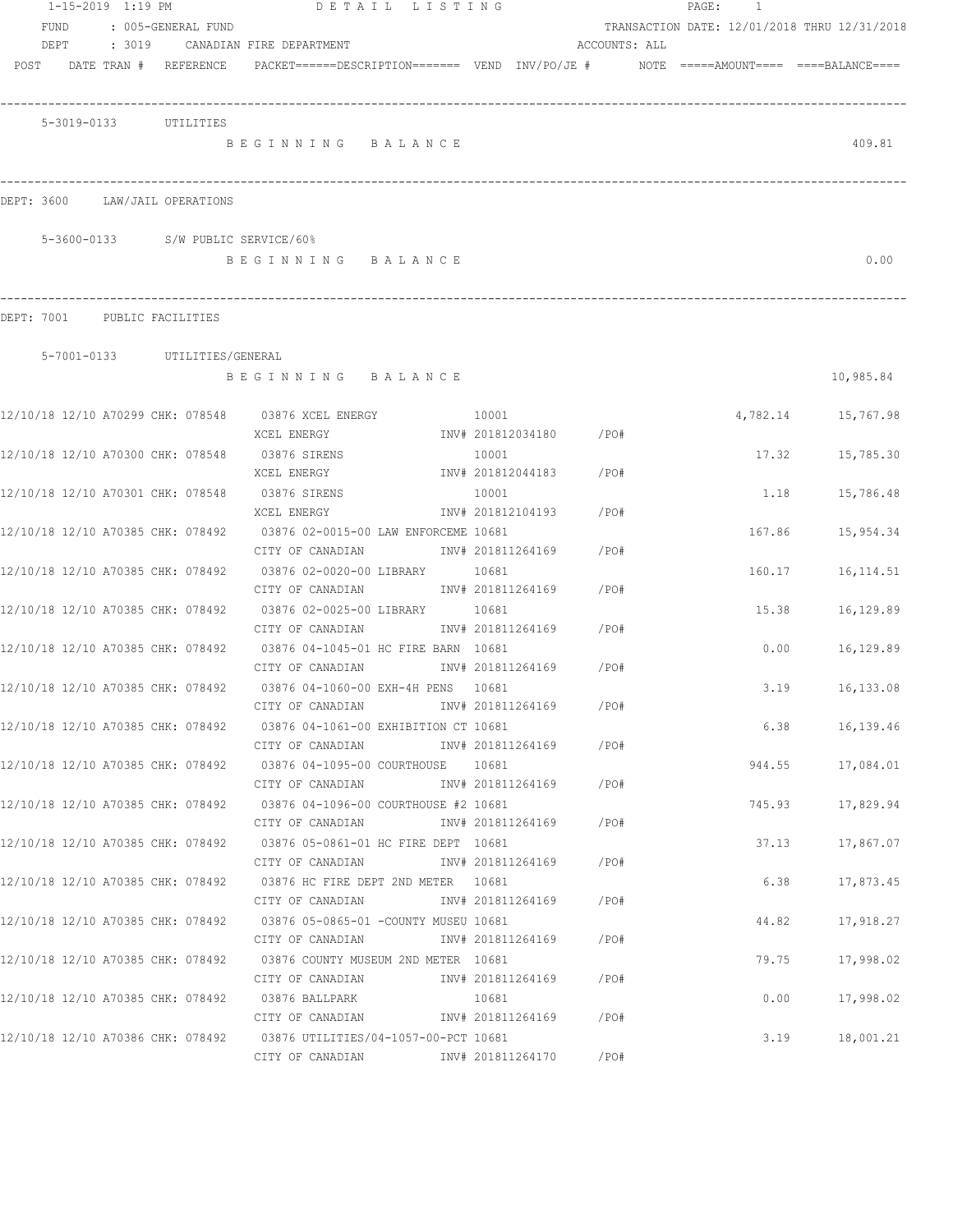1-15-2019 1:19 PM DETAIL LISTING PAGE: 1

FUND : 005-GENERAL FUND TRANSACTION DATE: 12/01/2018 THRU 12/31/2018

DEPT : 3019 CANADIAN FIRE DEPARTMENT ACCOUNTS: ALL

POST DATE TRAN # REFERENCE PACKET======DESCRIPTION======= VEND INV/PO/JE # NOTE =====AMOUNT==== ====BALANCE====

---

5-3019-0133 UTILITIES

B E G I N N I N G  B A L A N C E 409.81

---

DEPT: 3600 LAW/JAIL OPERATIONS

5-3600-0133 S/W PUBLIC SERVICE/60%

B E G I N N I N G  B A L A N C E 0.00

---

DEPT: 7001 PUBLIC FACILITIES

5-7001-0133 UTILITIES/GENERAL

B E G I N N I N G  B A L A N C E 10,985.84

| POST | DATE | TRAN # | REFERENCE | PACKET | DESCRIPTION | VEND | INV/PO/JE # | NOTE | AMOUNT | BALANCE |
|---|---|---|---|---|---|---|---|---|---|---|
| 12/10/18 | 12/10 | A70299 | CHK: 078548 | 03876 | XCEL ENERGY<br>XCEL ENERGY | 10001 | INV# 201812034180 /PO# | | 4,782.14 | 15,767.98 |
| 12/10/18 | 12/10 | A70300 | CHK: 078548 | 03876 | SIRENS<br>XCEL ENERGY | 10001 | INV# 201812044183 /PO# | | 17.32 | 15,785.30 |
| 12/10/18 | 12/10 | A70301 | CHK: 078548 | 03876 | SIRENS<br>XCEL ENERGY | 10001 | INV# 201812104193 /PO# | | 1.18 | 15,786.48 |
| 12/10/18 | 12/10 | A70385 | CHK: 078492 | 03876 | 02-0015-00 LAW ENFORCEME<br>CITY OF CANADIAN | 10681 | INV# 201811264169 /PO# | | 167.86 | 15,954.34 |
| 12/10/18 | 12/10 | A70385 | CHK: 078492 | 03876 | 02-0020-00 LIBRARY<br>CITY OF CANADIAN | 10681 | INV# 201811264169 /PO# | | 160.17 | 16,114.51 |
| 12/10/18 | 12/10 | A70385 | CHK: 078492 | 03876 | 02-0025-00 LIBRARY<br>CITY OF CANADIAN | 10681 | INV# 201811264169 /PO# | | 15.38 | 16,129.89 |
| 12/10/18 | 12/10 | A70385 | CHK: 078492 | 03876 | 04-1045-01 HC FIRE BARN<br>CITY OF CANADIAN | 10681 | INV# 201811264169 /PO# | | 0.00 | 16,129.89 |
| 12/10/18 | 12/10 | A70385 | CHK: 078492 | 03876 | 04-1060-00 EXH-4H PENS<br>CITY OF CANADIAN | 10681 | INV# 201811264169 /PO# | | 3.19 | 16,133.08 |
| 12/10/18 | 12/10 | A70385 | CHK: 078492 | 03876 | 04-1061-00 EXHIBITION CT<br>CITY OF CANADIAN | 10681 | INV# 201811264169 /PO# | | 6.38 | 16,139.46 |
| 12/10/18 | 12/10 | A70385 | CHK: 078492 | 03876 | 04-1095-00 COURTHOUSE<br>CITY OF CANADIAN | 10681 | INV# 201811264169 /PO# | | 944.55 | 17,084.01 |
| 12/10/18 | 12/10 | A70385 | CHK: 078492 | 03876 | 04-1096-00 COURTHOUSE #2<br>CITY OF CANADIAN | 10681 | INV# 201811264169 /PO# | | 745.93 | 17,829.94 |
| 12/10/18 | 12/10 | A70385 | CHK: 078492 | 03876 | 05-0861-01 HC FIRE DEPT<br>CITY OF CANADIAN | 10681 | INV# 201811264169 /PO# | | 37.13 | 17,867.07 |
| 12/10/18 | 12/10 | A70385 | CHK: 078492 | 03876 | HC FIRE DEPT 2ND METER<br>CITY OF CANADIAN | 10681 | INV# 201811264169 /PO# | | 6.38 | 17,873.45 |
| 12/10/18 | 12/10 | A70385 | CHK: 078492 | 03876 | 05-0865-01 -COUNTY MUSEU<br>CITY OF CANADIAN | 10681 | INV# 201811264169 /PO# | | 44.82 | 17,918.27 |
| 12/10/18 | 12/10 | A70385 | CHK: 078492 | 03876 | COUNTY MUSEUM 2ND METER<br>CITY OF CANADIAN | 10681 | INV# 201811264169 /PO# | | 79.75 | 17,998.02 |
| 12/10/18 | 12/10 | A70385 | CHK: 078492 | 03876 | BALLPARK<br>CITY OF CANADIAN | 10681 | INV# 201811264169 /PO# | | 0.00 | 17,998.02 |
| 12/10/18 | 12/10 | A70386 | CHK: 078492 | 03876 | UTILITIES/04-1057-00-PCT<br>CITY OF CANADIAN | 10681 | INV# 201811264170 /PO# | | 3.19 | 18,001.21 |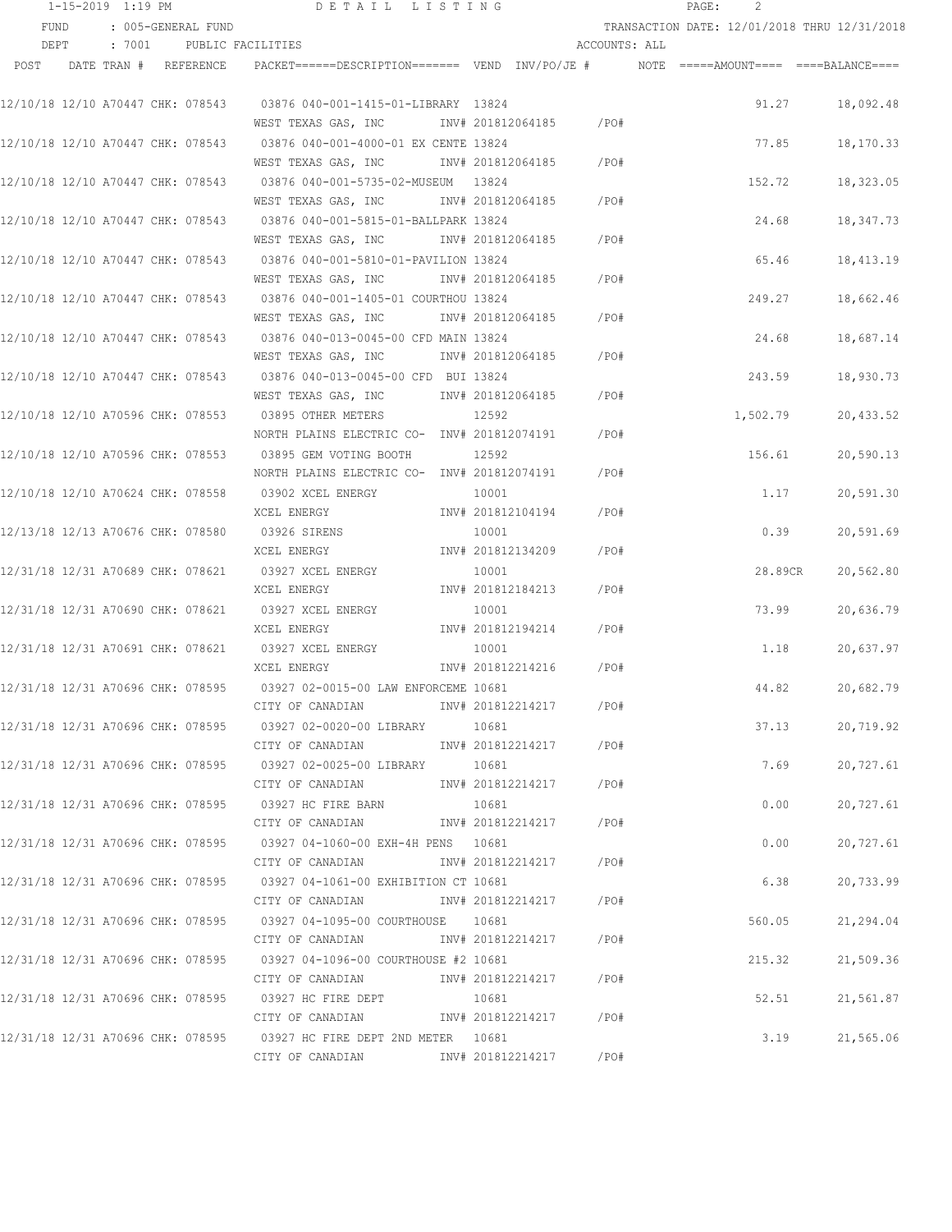1-15-2019 1:19 PM DETAIL LISTING

FUND : 005-GENERAL FUND TRANSACTION DATE: 12/01/2018 THRU 12/31/2018

DEPT : 7001 PUBLIC FACILITIES ACCOUNTS: ALL

| POST | DATE | TRAN # | REFERENCE | PACKET | DESCRIPTION | VEND | INV/PO/JE # | NOTE | AMOUNT | BALANCE |
|---|---|---|---|---|---|---|---|---|---|---|
| 12/10/18 | 12/10 | A70447 | CHK: 078543 | 03876 | 040-001-1415-01-LIBRARY<br>WEST TEXAS GAS, INC | 13824 | INV# 201812064185 /PO# | | 91.27 | 18,092.48 |
| 12/10/18 | 12/10 | A70447 | CHK: 078543 | 03876 | 040-001-4000-01 EX CENTE<br>WEST TEXAS GAS, INC | 13824 | INV# 201812064185 /PO# | | 77.85 | 18,170.33 |
| 12/10/18 | 12/10 | A70447 | CHK: 078543 | 03876 | 040-001-5735-02-MUSEUM<br>WEST TEXAS GAS, INC | 13824 | INV# 201812064185 /PO# | | 152.72 | 18,323.05 |
| 12/10/18 | 12/10 | A70447 | CHK: 078543 | 03876 | 040-001-5815-01-BALLPARK<br>WEST TEXAS GAS, INC | 13824 | INV# 201812064185 /PO# | | 24.68 | 18,347.73 |
| 12/10/18 | 12/10 | A70447 | CHK: 078543 | 03876 | 040-001-5810-01-PAVILION<br>WEST TEXAS GAS, INC | 13824 | INV# 201812064185 /PO# | | 65.46 | 18,413.19 |
| 12/10/18 | 12/10 | A70447 | CHK: 078543 | 03876 | 040-001-1405-01 COURTHOU<br>WEST TEXAS GAS, INC | 13824 | INV# 201812064185 /PO# | | 249.27 | 18,662.46 |
| 12/10/18 | 12/10 | A70447 | CHK: 078543 | 03876 | 040-013-0045-00 CFD MAIN<br>WEST TEXAS GAS, INC | 13824 | INV# 201812064185 /PO# | | 24.68 | 18,687.14 |
| 12/10/18 | 12/10 | A70447 | CHK: 078543 | 03876 | 040-013-0045-00 CFD BUI<br>WEST TEXAS GAS, INC | 13824 | INV# 201812064185 /PO# | | 243.59 | 18,930.73 |
| 12/10/18 | 12/10 | A70596 | CHK: 078553 | 03895 | OTHER METERS<br>NORTH PLAINS ELECTRIC CO- | 12592 | INV# 201812074191 /PO# | | 1,502.79 | 20,433.52 |
| 12/10/18 | 12/10 | A70596 | CHK: 078553 | 03895 | GEM VOTING BOOTH<br>NORTH PLAINS ELECTRIC CO- | 12592 | INV# 201812074191 /PO# | | 156.61 | 20,590.13 |
| 12/10/18 | 12/10 | A70624 | CHK: 078558 | 03902 | XCEL ENERGY<br>XCEL ENERGY | 10001 | INV# 201812104194 /PO# | | 1.17 | 20,591.30 |
| 12/13/18 | 12/13 | A70676 | CHK: 078580 | 03926 | SIRENS<br>XCEL ENERGY | 10001 | INV# 201812134209 /PO# | | 0.39 | 20,591.69 |
| 12/31/18 | 12/31 | A70689 | CHK: 078621 | 03927 | XCEL ENERGY<br>XCEL ENERGY | 10001 | INV# 201812184213 /PO# | | 28.89CR | 20,562.80 |
| 12/31/18 | 12/31 | A70690 | CHK: 078621 | 03927 | XCEL ENERGY<br>XCEL ENERGY | 10001 | INV# 201812194214 /PO# | | 73.99 | 20,636.79 |
| 12/31/18 | 12/31 | A70691 | CHK: 078621 | 03927 | XCEL ENERGY<br>XCEL ENERGY | 10001 | INV# 201812214216 /PO# | | 1.18 | 20,637.97 |
| 12/31/18 | 12/31 | A70696 | CHK: 078595 | 03927 | 02-0015-00 LAW ENFORCEME<br>CITY OF CANADIAN | 10681 | INV# 201812214217 /PO# | | 44.82 | 20,682.79 |
| 12/31/18 | 12/31 | A70696 | CHK: 078595 | 03927 | 02-0020-00 LIBRARY<br>CITY OF CANADIAN | 10681 | INV# 201812214217 /PO# | | 37.13 | 20,719.92 |
| 12/31/18 | 12/31 | A70696 | CHK: 078595 | 03927 | 02-0025-00 LIBRARY<br>CITY OF CANADIAN | 10681 | INV# 201812214217 /PO# | | 7.69 | 20,727.61 |
| 12/31/18 | 12/31 | A70696 | CHK: 078595 | 03927 | HC FIRE BARN<br>CITY OF CANADIAN | 10681 | INV# 201812214217 /PO# | | 0.00 | 20,727.61 |
| 12/31/18 | 12/31 | A70696 | CHK: 078595 | 03927 | 04-1060-00 EXH-4H PENS<br>CITY OF CANADIAN | 10681 | INV# 201812214217 /PO# | | 0.00 | 20,727.61 |
| 12/31/18 | 12/31 | A70696 | CHK: 078595 | 03927 | 04-1061-00 EXHIBITION CT<br>CITY OF CANADIAN | 10681 | INV# 201812214217 /PO# | | 6.38 | 20,733.99 |
| 12/31/18 | 12/31 | A70696 | CHK: 078595 | 03927 | 04-1095-00 COURTHOUSE<br>CITY OF CANADIAN | 10681 | INV# 201812214217 /PO# | | 560.05 | 21,294.04 |
| 12/31/18 | 12/31 | A70696 | CHK: 078595 | 03927 | 04-1096-00 COURTHOUSE #2<br>CITY OF CANADIAN | 10681 | INV# 201812214217 /PO# | | 215.32 | 21,509.36 |
| 12/31/18 | 12/31 | A70696 | CHK: 078595 | 03927 | HC FIRE DEPT<br>CITY OF CANADIAN | 10681 | INV# 201812214217 /PO# | | 52.51 | 21,561.87 |
| 12/31/18 | 12/31 | A70696 | CHK: 078595 | 03927 | HC FIRE DEPT 2ND METER<br>CITY OF CANADIAN | 10681 | INV# 201812214217 /PO# | | 3.19 | 21,565.06 |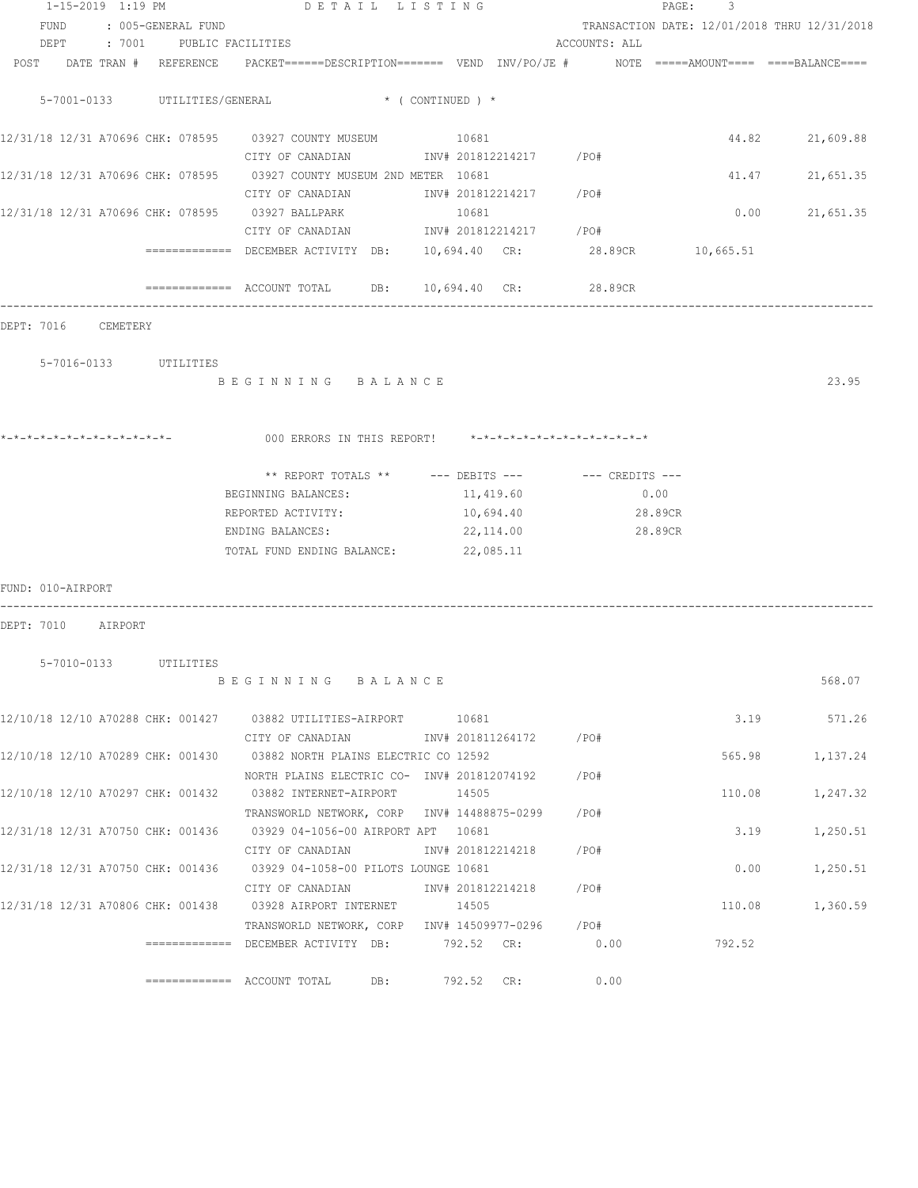1-15-2019 1:19 PM DETAIL LISTING

FUND : 005-GENERAL FUND — TRANSACTION DATE: 12/01/2018 THRU 12/31/2018

DEPT : 7001 PUBLIC FACILITIES — ACCOUNTS: ALL

| POST | DATE | TRAN # | REFERENCE | PACKET/DESCRIPTION | VEND | INV/PO/JE # | NOTE | AMOUNT | BALANCE |
|---|---|---|---|---|---|---|---|---|---|

**5-7001-0133 UTILITIES/GENERAL * ( CONTINUED ) ***

| POST | DATE | TRAN # | REFERENCE | PACKET/DESCRIPTION | VEND | INV/PO/JE # | NOTE | AMOUNT | BALANCE |
|---|---|---|---|---|---|---|---|---|---|
| 12/31/18 | 12/31 | A70696 | CHK: 078595 | 03927 COUNTY MUSEUM<br>CITY OF CANADIAN | 10681 | INV# 201812214217 /PO# | | 44.82 | 21,609.88 |
| 12/31/18 | 12/31 | A70696 | CHK: 078595 | 03927 COUNTY MUSEUM 2ND METER<br>CITY OF CANADIAN | 10681 | INV# 201812214217 /PO# | | 41.47 | 21,651.35 |
| 12/31/18 | 12/31 | A70696 | CHK: 078595 | 03927 BALLPARK<br>CITY OF CANADIAN | 10681 | INV# 201812214217 /PO# | | 0.00 | 21,651.35 |

============= DECEMBER ACTIVITY DB: 10,694.40 CR: 28.89CR 10,665.51

============= ACCOUNT TOTAL DB: 10,694.40 CR: 28.89CR

DEPT: 7016 CEMETERY

**5-7016-0133 UTILITIES**

BEGINNING BALANCE 23.95

*-*-*-*-*-*-*-*-*-*-*-*-*- 000 ERRORS IN THIS REPORT! *-*-*-*-*-*-*-*-*-*-*-*-*-*

| ** REPORT TOTALS ** | --- DEBITS --- | --- CREDITS --- |
|---|---|---|
| BEGINNING BALANCES: | 11,419.60 | 0.00 |
| REPORTED ACTIVITY: | 10,694.40 | 28.89CR |
| ENDING BALANCES: | 22,114.00 | 28.89CR |
| TOTAL FUND ENDING BALANCE: | 22,085.11 | |

FUND: 010-AIRPORT

DEPT: 7010 AIRPORT

**5-7010-0133 UTILITIES**

BEGINNING BALANCE 568.07

| POST | DATE | TRAN # | REFERENCE | PACKET/DESCRIPTION | VEND | INV/PO/JE # | NOTE | AMOUNT | BALANCE |
|---|---|---|---|---|---|---|---|---|---|
| 12/10/18 | 12/10 | A70288 | CHK: 001427 | 03882 UTILITIES-AIRPORT<br>CITY OF CANADIAN | 10681 | INV# 201811264172 /PO# | | 3.19 | 571.26 |
| 12/10/18 | 12/10 | A70289 | CHK: 001430 | 03882 NORTH PLAINS ELECTRIC CO<br>NORTH PLAINS ELECTRIC CO- | 12592 | INV# 201812074192 /PO# | | 565.98 | 1,137.24 |
| 12/10/18 | 12/10 | A70297 | CHK: 001432 | 03882 INTERNET-AIRPORT<br>TRANSWORLD NETWORK, CORP | 14505 | INV# 14488875-0299 /PO# | | 110.08 | 1,247.32 |
| 12/31/18 | 12/31 | A70750 | CHK: 001436 | 03929 04-1056-00 AIRPORT APT<br>CITY OF CANADIAN | 10681 | INV# 201812214218 /PO# | | 3.19 | 1,250.51 |
| 12/31/18 | 12/31 | A70750 | CHK: 001436 | 03929 04-1058-00 PILOTS LOUNGE<br>CITY OF CANADIAN | 10681 | INV# 201812214218 /PO# | | 0.00 | 1,250.51 |
| 12/31/18 | 12/31 | A70806 | CHK: 001438 | 03928 AIRPORT INTERNET<br>TRANSWORLD NETWORK, CORP | 14505 | INV# 14509977-0296 /PO# | | 110.08 | 1,360.59 |

============= DECEMBER ACTIVITY DB: 792.52 CR: 0.00 792.52

============= ACCOUNT TOTAL DB: 792.52 CR: 0.00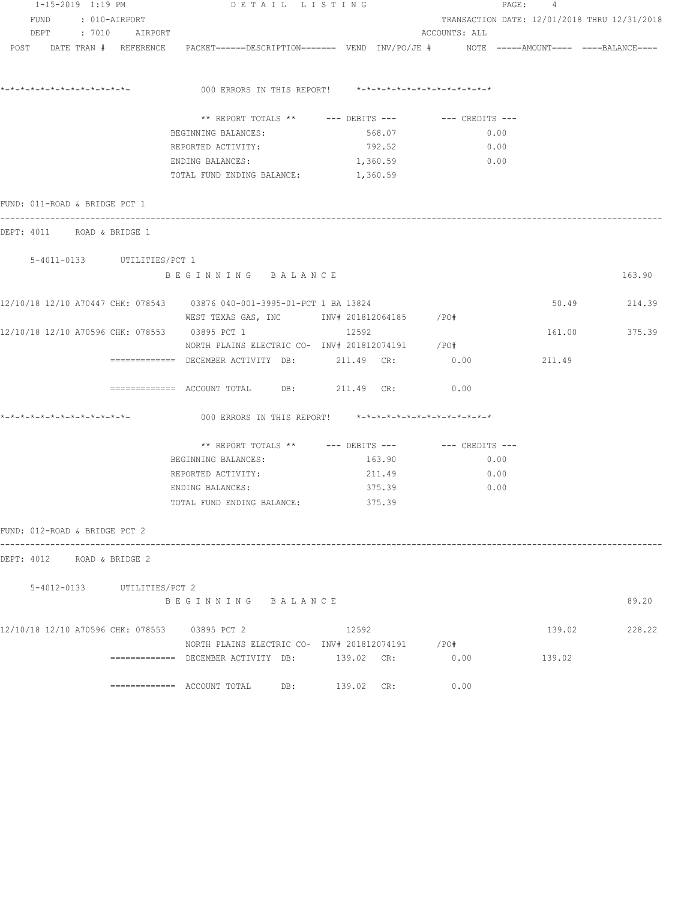1-15-2019 1:19 PM DETAIL LISTING

FUND : 010-AIRPORT TRANSACTION DATE: 12/01/2018 THRU 12/31/2018

DEPT : 7010 AIRPORT ACCOUNTS: ALL

POST DATE TRAN # REFERENCE PACKET======DESCRIPTION======= VEND INV/PO/JE # NOTE =====AMOUNT==== ====BALANCE====

*-*-*-*-*-*-*-*-*-*-*-*-*-*- 000 ERRORS IN THIS REPORT! *-*-*-*-*-*-*-*-*-*-*-*-*-*

| ** REPORT TOTALS ** | --- DEBITS --- | --- CREDITS --- |
|---|---|---|
| BEGINNING BALANCES: | 568.07 | 0.00 |
| REPORTED ACTIVITY: | 792.52 | 0.00 |
| ENDING BALANCES: | 1,360.59 | 0.00 |
| TOTAL FUND ENDING BALANCE: | 1,360.59 | |

FUND: 011-ROAD & BRIDGE PCT 1

DEPT: 4011 ROAD & BRIDGE 1

5-4011-0133 UTILITIES/PCT 1

B E G I N N I N G B A L A N C E 163.90

12/10/18 12/10 A70447 CHK: 078543 03876 040-001-3995-01-PCT 1 BA 13824 50.49 214.39
WEST TEXAS GAS, INC INV# 201812064185 /PO#

12/10/18 12/10 A70596 CHK: 078553 03895 PCT 1 12592 161.00 375.39
NORTH PLAINS ELECTRIC CO- INV# 201812074191 /PO#

============= DECEMBER ACTIVITY DB: 211.49 CR: 0.00 211.49

============= ACCOUNT TOTAL DB: 211.49 CR: 0.00

*-*-*-*-*-*-*-*-*-*-*-*-*-*- 000 ERRORS IN THIS REPORT! *-*-*-*-*-*-*-*-*-*-*-*-*-*

| ** REPORT TOTALS ** | --- DEBITS --- | --- CREDITS --- |
|---|---|---|
| BEGINNING BALANCES: | 163.90 | 0.00 |
| REPORTED ACTIVITY: | 211.49 | 0.00 |
| ENDING BALANCES: | 375.39 | 0.00 |
| TOTAL FUND ENDING BALANCE: | 375.39 | |

FUND: 012-ROAD & BRIDGE PCT 2

DEPT: 4012 ROAD & BRIDGE 2

5-4012-0133 UTILITIES/PCT 2

B E G I N N I N G B A L A N C E 89.20

12/10/18 12/10 A70596 CHK: 078553 03895 PCT 2 12592 139.02 228.22
NORTH PLAINS ELECTRIC CO- INV# 201812074191 /PO#

============= DECEMBER ACTIVITY DB: 139.02 CR: 0.00 139.02

============= ACCOUNT TOTAL DB: 139.02 CR: 0.00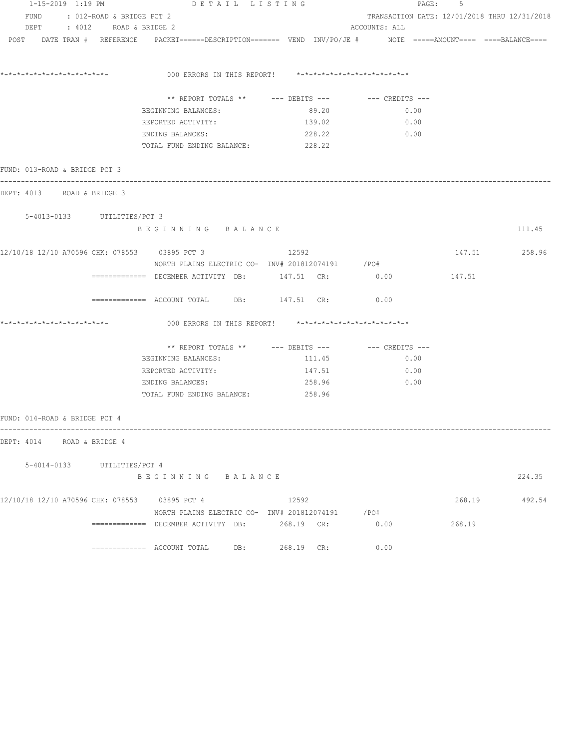1-15-2019 1:19 PM DETAIL LISTING

FUND : 012-ROAD & BRIDGE PCT 2 TRANSACTION DATE: 12/01/2018 THRU 12/31/2018

DEPT : 4012 ROAD & BRIDGE 2 ACCOUNTS: ALL

POST DATE TRAN # REFERENCE PACKET======DESCRIPTION======= VEND INV/PO/JE # NOTE =====AMOUNT==== ====BALANCE====

*-*-*-*-*-*-*-*-*-*-*-*-*-*- 000 ERRORS IN THIS REPORT! *-*-*-*-*-*-*-*-*-*-*-*-*-*

| ** REPORT TOTALS ** | --- DEBITS --- | --- CREDITS --- |
|---|---|---|
| BEGINNING BALANCES: | 89.20 | 0.00 |
| REPORTED ACTIVITY: | 139.02 | 0.00 |
| ENDING BALANCES: | 228.22 | 0.00 |
| TOTAL FUND ENDING BALANCE: | 228.22 | |

FUND: 013-ROAD & BRIDGE PCT 3

DEPT: 4013 ROAD & BRIDGE 3

5-4013-0133 UTILITIES/PCT 3

B E G I N N I N G B A L A N C E 111.45

12/10/18 12/10 A70596 CHK: 078553 03895 PCT 3 12592 147.51 258.96
NORTH PLAINS ELECTRIC CO- INV# 201812074191 /PO#

============= DECEMBER ACTIVITY DB: 147.51 CR: 0.00 147.51

============= ACCOUNT TOTAL DB: 147.51 CR: 0.00

*-*-*-*-*-*-*-*-*-*-*-*-*-*- 000 ERRORS IN THIS REPORT! *-*-*-*-*-*-*-*-*-*-*-*-*-*

| ** REPORT TOTALS ** | --- DEBITS --- | --- CREDITS --- |
|---|---|---|
| BEGINNING BALANCES: | 111.45 | 0.00 |
| REPORTED ACTIVITY: | 147.51 | 0.00 |
| ENDING BALANCES: | 258.96 | 0.00 |
| TOTAL FUND ENDING BALANCE: | 258.96 | |

FUND: 014-ROAD & BRIDGE PCT 4

DEPT: 4014 ROAD & BRIDGE 4

5-4014-0133 UTILITIES/PCT 4

B E G I N N I N G B A L A N C E 224.35

12/10/18 12/10 A70596 CHK: 078553 03895 PCT 4 12592 268.19 492.54
NORTH PLAINS ELECTRIC CO- INV# 201812074191 /PO#

============= DECEMBER ACTIVITY DB: 268.19 CR: 0.00 268.19

============= ACCOUNT TOTAL DB: 268.19 CR: 0.00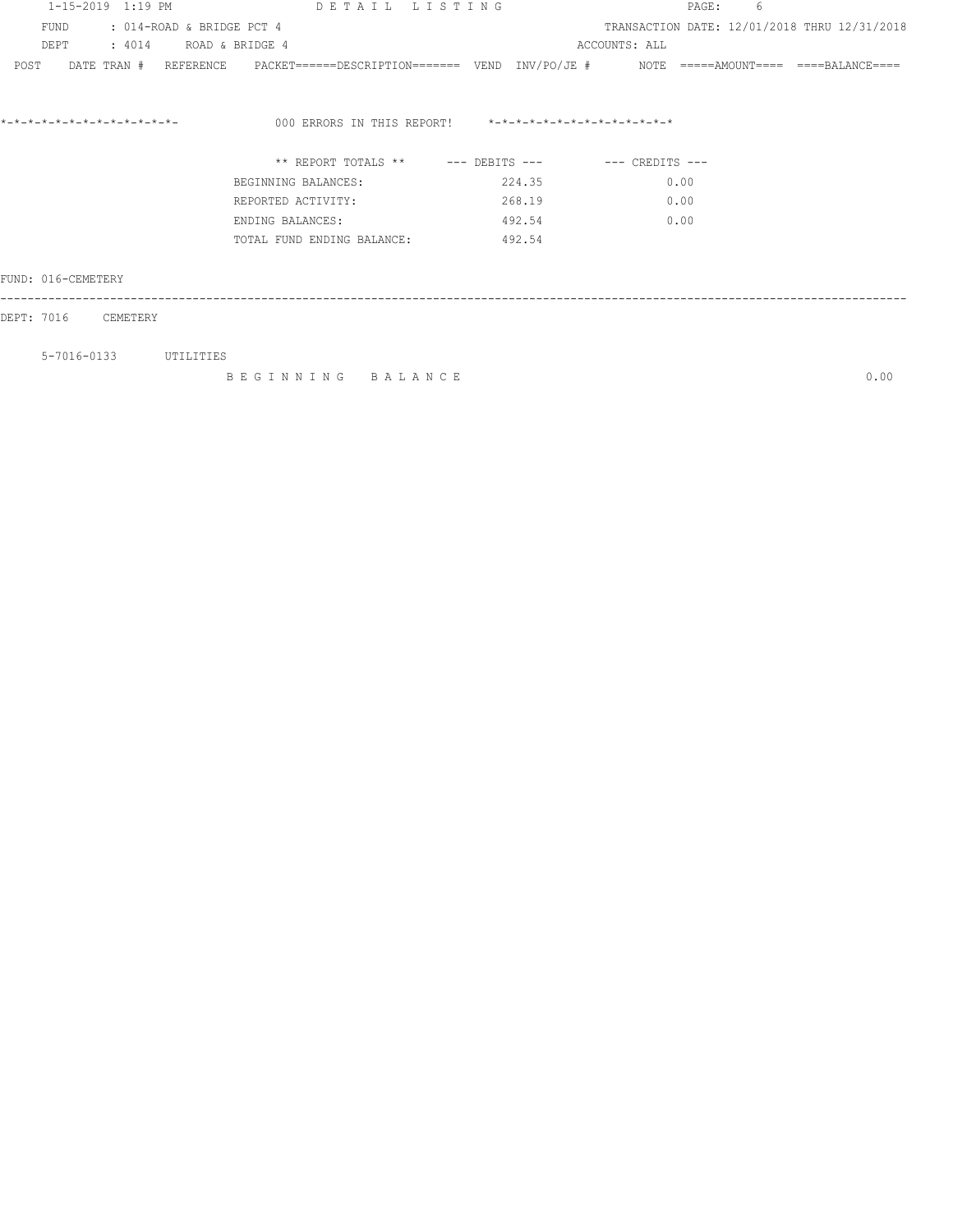FUND : 014-ROAD & BRIDGE PCT 4
DEPT : 4014 ROAD & BRIDGE 4

TRANSACTION DATE: 12/01/2018 THRU 12/31/2018
ACCOUNTS: ALL

POST DATE TRAN # REFERENCE PACKET======DESCRIPTION======= VEND INV/PO/JE # NOTE =====AMOUNT==== ====BALANCE====

*-*-*-*-*-*-*-*-*-*-*-*-*-*- 000 ERRORS IN THIS REPORT! *-*-*-*-*-*-*-*-*-*-*-*-*-*

| ** REPORT TOTALS ** | --- DEBITS --- | --- CREDITS --- |
|---|---|---|
| BEGINNING BALANCES: | 224.35 | 0.00 |
| REPORTED ACTIVITY: | 268.19 | 0.00 |
| ENDING BALANCES: | 492.54 | 0.00 |
| TOTAL FUND ENDING BALANCE: | 492.54 | |

FUND: 016-CEMETERY

DEPT: 7016 CEMETERY

5-7016-0133 UTILITIES

B E G I N N I N G B A L A N C E 0.00